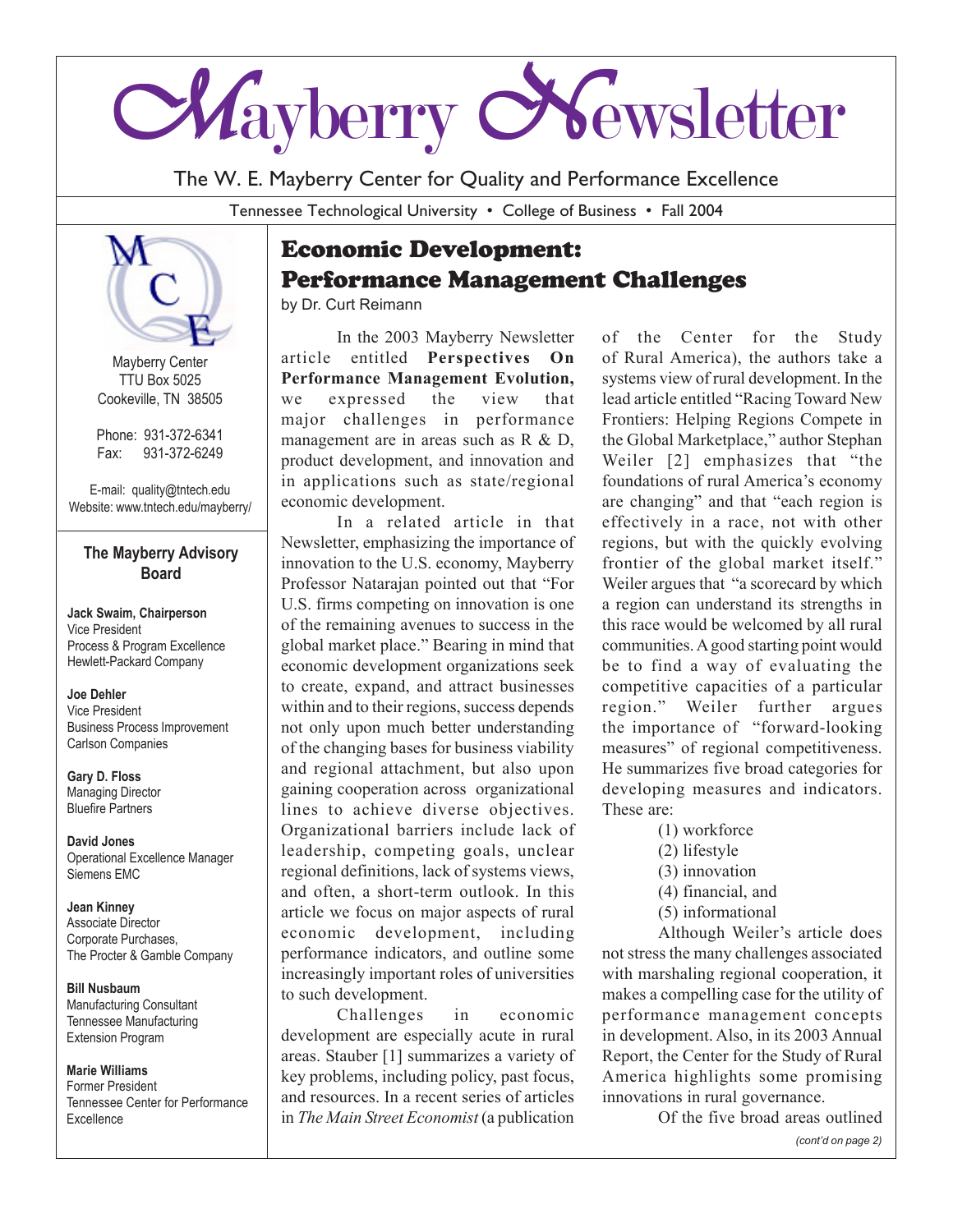# Mayberry Newsletter

The W. E. Mayberry Center for Quality and Performance Excellence

Tennessee Technological University • College of Business • Fall 2004

Mayberry Center
TTU Box 5025
Cookeville, TN 38505

Phone: 931-372-6341
Fax: 931-372-6249

E-mail: quality@tntech.edu
Website: www.tntech.edu/mayberry/

### The Mayberry Advisory Board

**Jack Swaim, Chairperson**
Vice President
Process & Program Excellence
Hewlett-Packard Company

**Joe Dehler**
Vice President
Business Process Improvement
Carlson Companies

**Gary D. Floss**
Managing Director
Bluefire Partners

**David Jones**
Operational Excellence Manager
Siemens EMC

**Jean Kinney**
Associate Director
Corporate Purchases,
The Procter & Gamble Company

**Bill Nusbaum**
Manufacturing Consultant
Tennessee Manufacturing
Extension Program

**Marie Williams**
Former President
Tennessee Center for Performance Excellence

## Economic Development: Performance Management Challenges

by Dr. Curt Reimann

In the 2003 Mayberry Newsletter article entitled **Perspectives On Performance Management Evolution,** we expressed the view that major challenges in performance management are in areas such as R & D, product development, and innovation and in applications such as state/regional economic development.

In a related article in that Newsletter, emphasizing the importance of innovation to the U.S. economy, Mayberry Professor Natarajan pointed out that "For U.S. firms competing on innovation is one of the remaining avenues to success in the global market place." Bearing in mind that economic development organizations seek to create, expand, and attract businesses within and to their regions, success depends not only upon much better understanding of the changing bases for business viability and regional attachment, but also upon gaining cooperation across organizational lines to achieve diverse objectives. Organizational barriers include lack of leadership, competing goals, unclear regional definitions, lack of systems views, and often, a short-term outlook. In this article we focus on major aspects of rural economic development, including performance indicators, and outline some increasingly important roles of universities to such development.

Challenges in economic development are especially acute in rural areas. Stauber [1] summarizes a variety of key problems, including policy, past focus, and resources. In a recent series of articles in *The Main Street Economist* (a publication of the Center for the Study of Rural America), the authors take a systems view of rural development. In the lead article entitled "Racing Toward New Frontiers: Helping Regions Compete in the Global Marketplace," author Stephan Weiler [2] emphasizes that "the foundations of rural America's economy are changing" and that "each region is effectively in a race, not with other regions, but with the quickly evolving frontier of the global market itself." Weiler argues that "a scorecard by which a region can understand its strengths in this race would be welcomed by all rural communities. A good starting point would be to find a way of evaluating the competitive capacities of a particular region." Weiler further argues the importance of "forward-looking measures" of regional competitiveness. He summarizes five broad categories for developing measures and indicators. These are:

(1) workforce
(2) lifestyle
(3) innovation
(4) financial, and
(5) informational

Although Weiler's article does not stress the many challenges associated with marshaling regional cooperation, it makes a compelling case for the utility of performance management concepts in development. Also, in its 2003 Annual Report, the Center for the Study of Rural America highlights some promising innovations in rural governance.

Of the five broad areas outlined

*(cont'd on page 2)*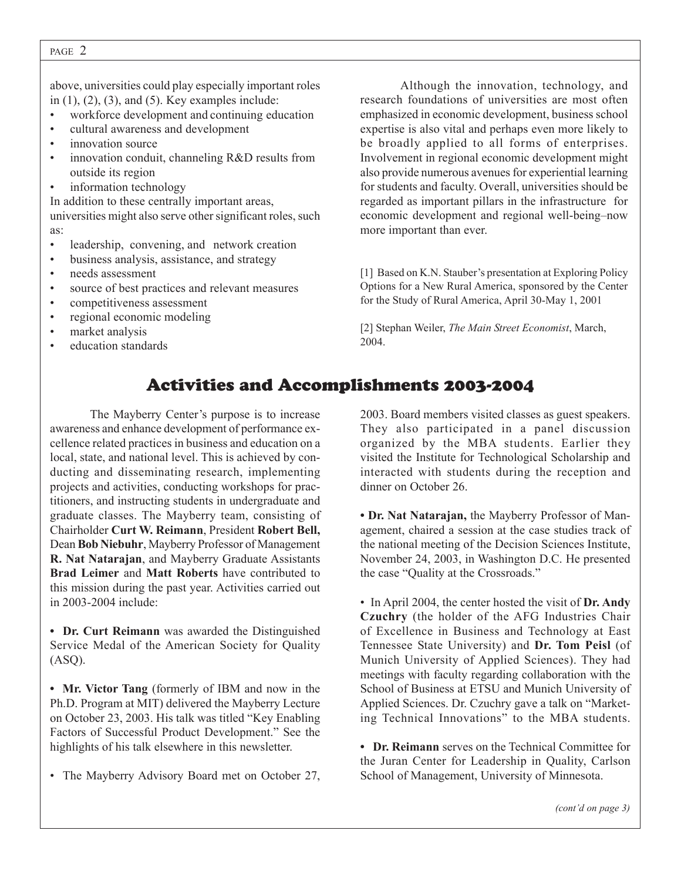above, universities could play especially important roles in (1), (2), (3), and (5). Key examples include:

- workforce development and continuing education
- cultural awareness and development
- innovation source
- innovation conduit, channeling R&D results from outside its region
- information technology

In addition to these centrally important areas, universities might also serve other significant roles, such as:

- leadership, convening, and network creation
- business analysis, assistance, and strategy
- needs assessment
- source of best practices and relevant measures
- competitiveness assessment
- regional economic modeling
- market analysis
- education standards

Although the innovation, technology, and research foundations of universities are most often emphasized in economic development, business school expertise is also vital and perhaps even more likely to be broadly applied to all forms of enterprises. Involvement in regional economic development might also provide numerous avenues for experiential learning for students and faculty. Overall, universities should be regarded as important pillars in the infrastructure for economic development and regional well-being–now more important than ever.

[1] Based on K.N. Stauber's presentation at Exploring Policy Options for a New Rural America, sponsored by the Center for the Study of Rural America, April 30-May 1, 2001

[2] Stephan Weiler, *The Main Street Economist*, March, 2004.

## Activities and Accomplishments 2003-2004

The Mayberry Center's purpose is to increase awareness and enhance development of performance excellence related practices in business and education on a local, state, and national level. This is achieved by conducting and disseminating research, implementing projects and activities, conducting workshops for practitioners, and instructing students in undergraduate and graduate classes. The Mayberry team, consisting of Chairholder **Curt W. Reimann**, President **Robert Bell,** Dean **Bob Niebuhr**, Mayberry Professor of Management **R. Nat Natarajan**, and Mayberry Graduate Assistants **Brad Leimer** and **Matt Roberts** have contributed to this mission during the past year. Activities carried out in 2003-2004 include:

**• Dr. Curt Reimann** was awarded the Distinguished Service Medal of the American Society for Quality (ASQ).

**• Mr. Victor Tang** (formerly of IBM and now in the Ph.D. Program at MIT) delivered the Mayberry Lecture on October 23, 2003. His talk was titled "Key Enabling Factors of Successful Product Development." See the highlights of his talk elsewhere in this newsletter.

• The Mayberry Advisory Board met on October 27, 2003. Board members visited classes as guest speakers. They also participated in a panel discussion organized by the MBA students. Earlier they visited the Institute for Technological Scholarship and interacted with students during the reception and dinner on October 26.

**• Dr. Nat Natarajan,** the Mayberry Professor of Management, chaired a session at the case studies track of the national meeting of the Decision Sciences Institute, November 24, 2003, in Washington D.C. He presented the case "Quality at the Crossroads."

• In April 2004, the center hosted the visit of **Dr. Andy Czuchry** (the holder of the AFG Industries Chair of Excellence in Business and Technology at East Tennessee State University) and **Dr. Tom Peisl** (of Munich University of Applied Sciences). They had meetings with faculty regarding collaboration with the School of Business at ETSU and Munich University of Applied Sciences. Dr. Czuchry gave a talk on "Marketing Technical Innovations" to the MBA students.

**• Dr. Reimann** serves on the Technical Committee for the Juran Center for Leadership in Quality, Carlson School of Management, University of Minnesota.

*(cont'd on page 3)*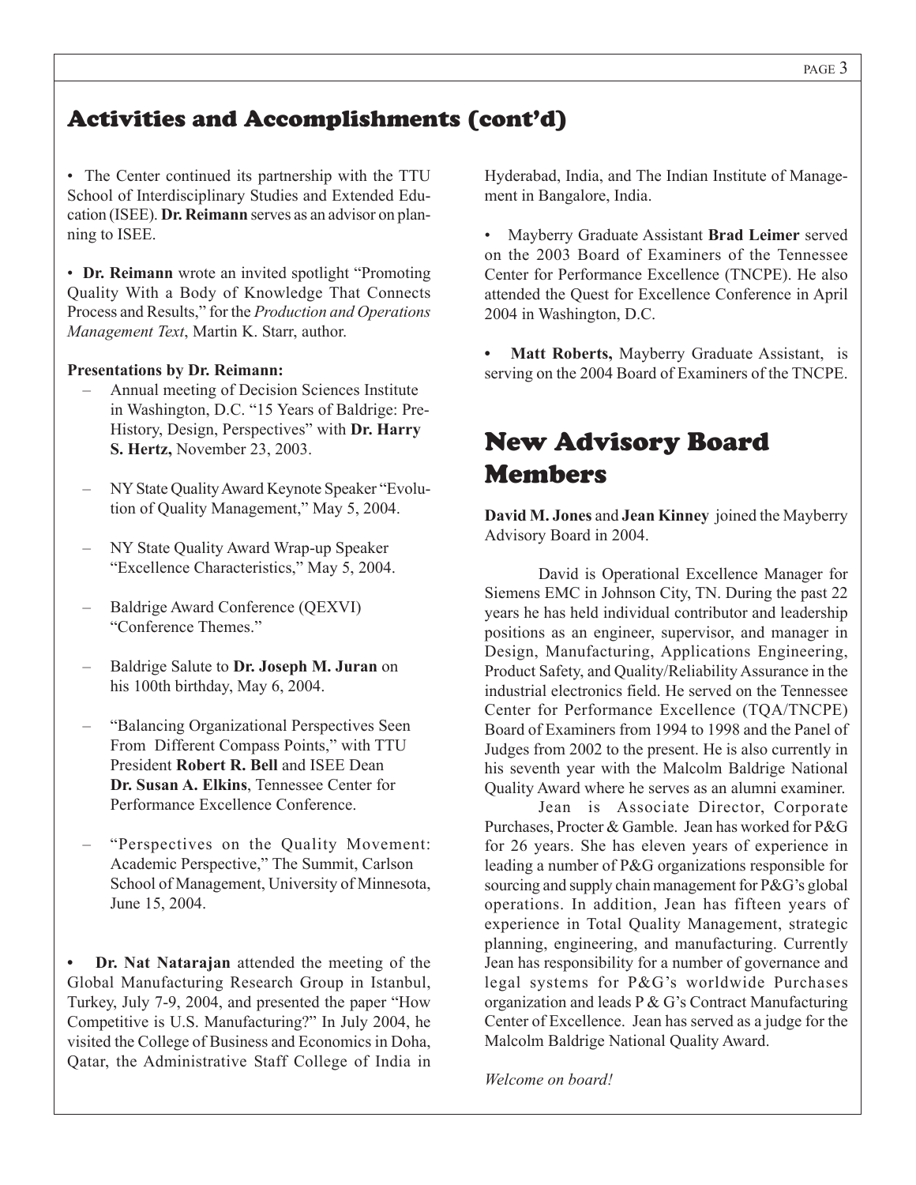## Activities and Accomplishments (cont'd)

- The Center continued its partnership with the TTU School of Interdisciplinary Studies and Extended Education (ISEE). **Dr. Reimann** serves as an advisor on planning to ISEE.

- **Dr. Reimann** wrote an invited spotlight "Promoting Quality With a Body of Knowledge That Connects Process and Results," for the *Production and Operations Management Text*, Martin K. Starr, author.

**Presentations by Dr. Reimann:**

- Annual meeting of Decision Sciences Institute in Washington, D.C. "15 Years of Baldrige: Pre-History, Design, Perspectives" with **Dr. Harry S. Hertz,** November 23, 2003.
- NY State Quality Award Keynote Speaker "Evolution of Quality Management," May 5, 2004.
- NY State Quality Award Wrap-up Speaker "Excellence Characteristics," May 5, 2004.
- Baldrige Award Conference (QEXVI) "Conference Themes."
- Baldrige Salute to **Dr. Joseph M. Juran** on his 100th birthday, May 6, 2004.
- "Balancing Organizational Perspectives Seen From Different Compass Points," with TTU President **Robert R. Bell** and ISEE Dean **Dr. Susan A. Elkins**, Tennessee Center for Performance Excellence Conference.
- "Perspectives on the Quality Movement: Academic Perspective," The Summit, Carlson School of Management, University of Minnesota, June 15, 2004.

- **Dr. Nat Natarajan** attended the meeting of the Global Manufacturing Research Group in Istanbul, Turkey, July 7-9, 2004, and presented the paper "How Competitive is U.S. Manufacturing?" In July 2004, he visited the College of Business and Economics in Doha, Qatar, the Administrative Staff College of India in Hyderabad, India, and The Indian Institute of Management in Bangalore, India.

- Mayberry Graduate Assistant **Brad Leimer** served on the 2003 Board of Examiners of the Tennessee Center for Performance Excellence (TNCPE). He also attended the Quest for Excellence Conference in April 2004 in Washington, D.C.

- **Matt Roberts,** Mayberry Graduate Assistant, is serving on the 2004 Board of Examiners of the TNCPE.

## New Advisory Board Members

**David M. Jones** and **Jean Kinney** joined the Mayberry Advisory Board in 2004.

David is Operational Excellence Manager for Siemens EMC in Johnson City, TN. During the past 22 years he has held individual contributor and leadership positions as an engineer, supervisor, and manager in Design, Manufacturing, Applications Engineering, Product Safety, and Quality/Reliability Assurance in the industrial electronics field. He served on the Tennessee Center for Performance Excellence (TQA/TNCPE) Board of Examiners from 1994 to 1998 and the Panel of Judges from 2002 to the present. He is also currently in his seventh year with the Malcolm Baldrige National Quality Award where he serves as an alumni examiner.

Jean is Associate Director, Corporate Purchases, Procter & Gamble. Jean has worked for P&G for 26 years. She has eleven years of experience in leading a number of P&G organizations responsible for sourcing and supply chain management for P&G's global operations. In addition, Jean has fifteen years of experience in Total Quality Management, strategic planning, engineering, and manufacturing. Currently Jean has responsibility for a number of governance and legal systems for P&G's worldwide Purchases organization and leads P & G's Contract Manufacturing Center of Excellence. Jean has served as a judge for the Malcolm Baldrige National Quality Award.

*Welcome on board!*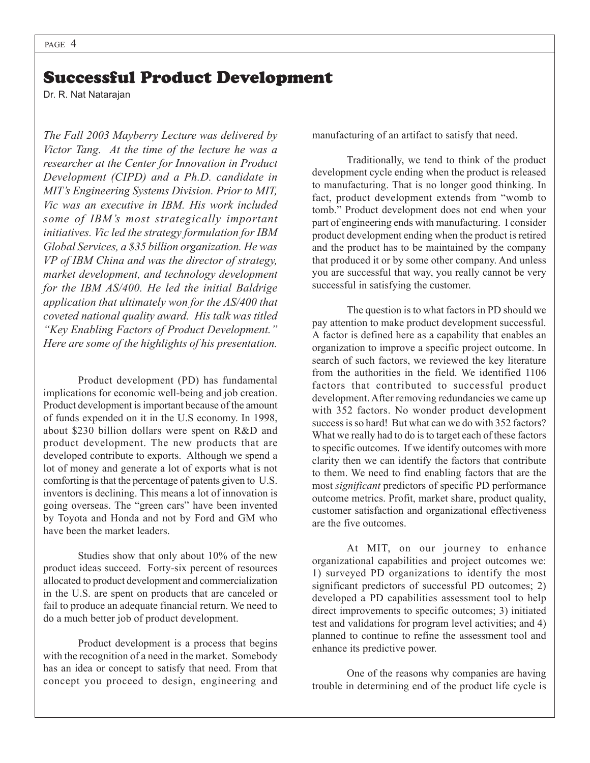# Successful Product Development

Dr. R. Nat Natarajan

*The Fall 2003 Mayberry Lecture was delivered by Victor Tang. At the time of the lecture he was a researcher at the Center for Innovation in Product Development (CIPD) and a Ph.D. candidate in MIT's Engineering Systems Division. Prior to MIT, Vic was an executive in IBM. His work included some of IBM's most strategically important initiatives. Vic led the strategy formulation for IBM Global Services, a $35 billion organization. He was VP of IBM China and was the director of strategy, market development, and technology development for the IBM AS/400. He led the initial Baldrige application that ultimately won for the AS/400 that coveted national quality award. His talk was titled "Key Enabling Factors of Product Development." Here are some of the highlights of his presentation.*

Product development (PD) has fundamental implications for economic well-being and job creation. Product development is important because of the amount of funds expended on it in the U.S economy. In 1998, about $230 billion dollars were spent on R&D and product development. The new products that are developed contribute to exports. Although we spend a lot of money and generate a lot of exports what is not comforting is that the percentage of patents given to U.S. inventors is declining. This means a lot of innovation is going overseas. The "green cars" have been invented by Toyota and Honda and not by Ford and GM who have been the market leaders.

Studies show that only about 10% of the new product ideas succeed. Forty-six percent of resources allocated to product development and commercialization in the U.S. are spent on products that are canceled or fail to produce an adequate financial return. We need to do a much better job of product development.

Product development is a process that begins with the recognition of a need in the market. Somebody has an idea or concept to satisfy that need. From that concept you proceed to design, engineering and manufacturing of an artifact to satisfy that need.

Traditionally, we tend to think of the product development cycle ending when the product is released to manufacturing. That is no longer good thinking. In fact, product development extends from "womb to tomb." Product development does not end when your part of engineering ends with manufacturing. I consider product development ending when the product is retired and the product has to be maintained by the company that produced it or by some other company. And unless you are successful that way, you really cannot be very successful in satisfying the customer.

The question is to what factors in PD should we pay attention to make product development successful. A factor is defined here as a capability that enables an organization to improve a specific project outcome. In search of such factors, we reviewed the key literature from the authorities in the field. We identified 1106 factors that contributed to successful product development. After removing redundancies we came up with 352 factors. No wonder product development success is so hard! But what can we do with 352 factors? What we really had to do is to target each of these factors to specific outcomes. If we identify outcomes with more clarity then we can identify the factors that contribute to them. We need to find enabling factors that are the most *significant* predictors of specific PD performance outcome metrics. Profit, market share, product quality, customer satisfaction and organizational effectiveness are the five outcomes.

At MIT, on our journey to enhance organizational capabilities and project outcomes we: 1) surveyed PD organizations to identify the most significant predictors of successful PD outcomes; 2) developed a PD capabilities assessment tool to help direct improvements to specific outcomes; 3) initiated test and validations for program level activities; and 4) planned to continue to refine the assessment tool and enhance its predictive power.

One of the reasons why companies are having trouble in determining end of the product life cycle is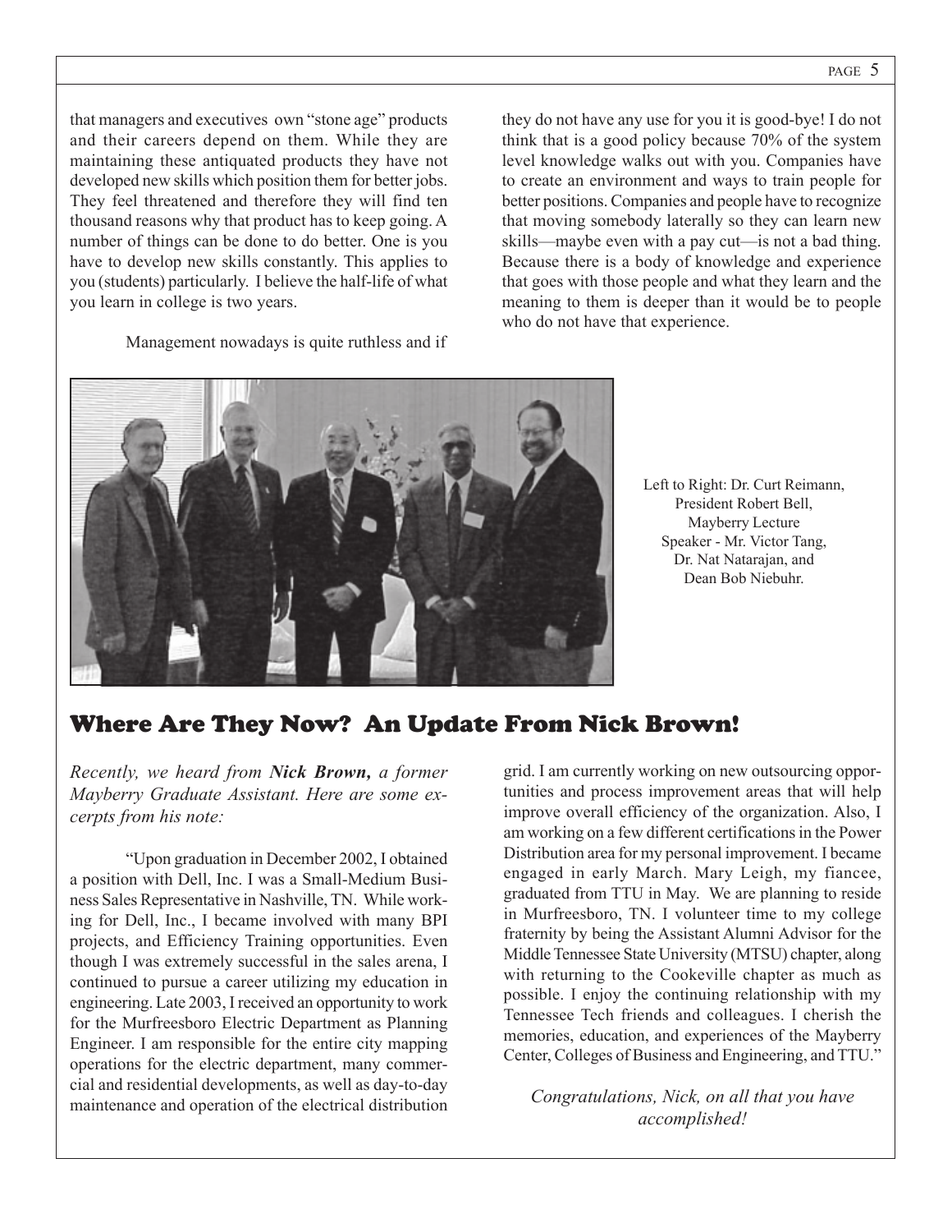that managers and executives own "stone age" products and their careers depend on them. While they are maintaining these antiquated products they have not developed new skills which position them for better jobs. They feel threatened and therefore they will find ten thousand reasons why that product has to keep going. A number of things can be done to do better. One is you have to develop new skills constantly. This applies to you (students) particularly. I believe the half-life of what you learn in college is two years.

Management nowadays is quite ruthless and if they do not have any use for you it is good-bye! I do not think that is a good policy because 70% of the system level knowledge walks out with you. Companies have to create an environment and ways to train people for better positions. Companies and people have to recognize that moving somebody laterally so they can learn new skills—maybe even with a pay cut—is not a bad thing. Because there is a body of knowledge and experience that goes with those people and what they learn and the meaning to them is deeper than it would be to people who do not have that experience.

Left to Right: Dr. Curt Reimann, President Robert Bell, Mayberry Lecture Speaker - Mr. Victor Tang, Dr. Nat Natarajan, and Dean Bob Niebuhr.

## Where Are They Now? An Update From Nick Brown!

*Recently, we heard from **Nick Brown,** a former Mayberry Graduate Assistant. Here are some excerpts from his note:*

"Upon graduation in December 2002, I obtained a position with Dell, Inc. I was a Small-Medium Business Sales Representative in Nashville, TN. While working for Dell, Inc., I became involved with many BPI projects, and Efficiency Training opportunities. Even though I was extremely successful in the sales arena, I continued to pursue a career utilizing my education in engineering. Late 2003, I received an opportunity to work for the Murfreesboro Electric Department as Planning Engineer. I am responsible for the entire city mapping operations for the electric department, many commercial and residential developments, as well as day-to-day maintenance and operation of the electrical distribution grid. I am currently working on new outsourcing opportunities and process improvement areas that will help improve overall efficiency of the organization. Also, I am working on a few different certifications in the Power Distribution area for my personal improvement. I became engaged in early March. Mary Leigh, my fiancee, graduated from TTU in May. We are planning to reside in Murfreesboro, TN. I volunteer time to my college fraternity by being the Assistant Alumni Advisor for the Middle Tennessee State University (MTSU) chapter, along with returning to the Cookeville chapter as much as possible. I enjoy the continuing relationship with my Tennessee Tech friends and colleagues. I cherish the memories, education, and experiences of the Mayberry Center, Colleges of Business and Engineering, and TTU."

*Congratulations, Nick, on all that you have accomplished!*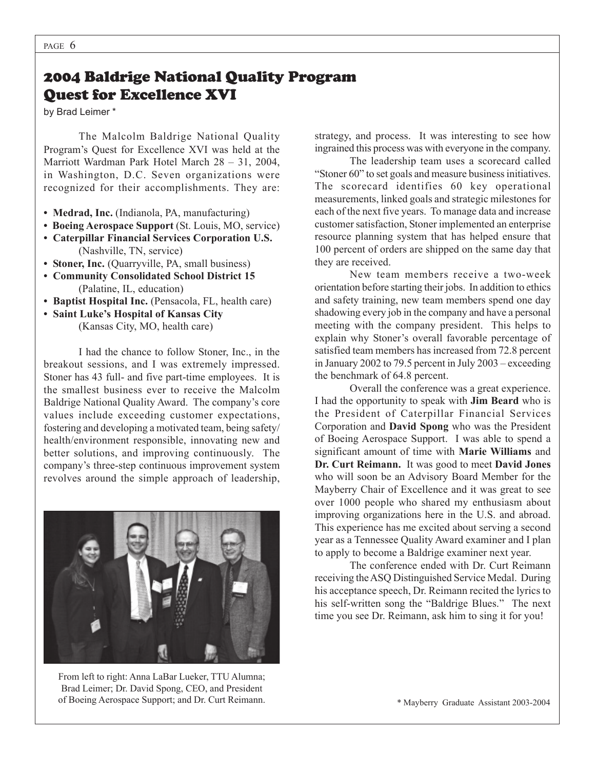# 2004 Baldrige National Quality Program Quest for Excellence XVI

by Brad Leimer *

The Malcolm Baldrige National Quality Program's Quest for Excellence XVI was held at the Marriott Wardman Park Hotel March 28 – 31, 2004, in Washington, D.C. Seven organizations were recognized for their accomplishments. They are:

- **Medrad, Inc.** (Indianola, PA, manufacturing)
- **Boeing Aerospace Support** (St. Louis, MO, service)
- **Caterpillar Financial Services Corporation U.S.** (Nashville, TN, service)
- **Stoner, Inc.** (Quarryville, PA, small business)
- **Community Consolidated School District 15** (Palatine, IL, education)
- **Baptist Hospital Inc.** (Pensacola, FL, health care)
- **Saint Luke's Hospital of Kansas City** (Kansas City, MO, health care)

I had the chance to follow Stoner, Inc., in the breakout sessions, and I was extremely impressed. Stoner has 43 full- and five part-time employees. It is the smallest business ever to receive the Malcolm Baldrige National Quality Award. The company's core values include exceeding customer expectations, fostering and developing a motivated team, being safety/health/environment responsible, innovating new and better solutions, and improving continuously. The company's three-step continuous improvement system revolves around the simple approach of leadership, strategy, and process. It was interesting to see how ingrained this process was with everyone in the company.

The leadership team uses a scorecard called "Stoner 60" to set goals and measure business initiatives. The scorecard identifies 60 key operational measurements, linked goals and strategic milestones for each of the next five years. To manage data and increase customer satisfaction, Stoner implemented an enterprise resource planning system that has helped ensure that 100 percent of orders are shipped on the same day that they are received.

New team members receive a two-week orientation before starting their jobs. In addition to ethics and safety training, new team members spend one day shadowing every job in the company and have a personal meeting with the company president. This helps to explain why Stoner's overall favorable percentage of satisfied team members has increased from 72.8 percent in January 2002 to 79.5 percent in July 2003 – exceeding the benchmark of 64.8 percent.

Overall the conference was a great experience. I had the opportunity to speak with **Jim Beard** who is the President of Caterpillar Financial Services Corporation and **David Spong** who was the President of Boeing Aerospace Support. I was able to spend a significant amount of time with **Marie Williams** and **Dr. Curt Reimann.** It was good to meet **David Jones** who will soon be an Advisory Board Member for the Mayberry Chair of Excellence and it was great to see over 1000 people who shared my enthusiasm about improving organizations here in the U.S. and abroad. This experience has me excited about serving a second year as a Tennessee Quality Award examiner and I plan to apply to become a Baldrige examiner next year.

The conference ended with Dr. Curt Reimann receiving the ASQ Distinguished Service Medal. During his acceptance speech, Dr. Reimann recited the lyrics to his self-written song the "Baldrige Blues." The next time you see Dr. Reimann, ask him to sing it for you!

From left to right: Anna LaBar Lueker, TTU Alumna; Brad Leimer; Dr. David Spong, CEO, and President of Boeing Aerospace Support; and Dr. Curt Reimann.

\* Mayberry Graduate Assistant 2003-2004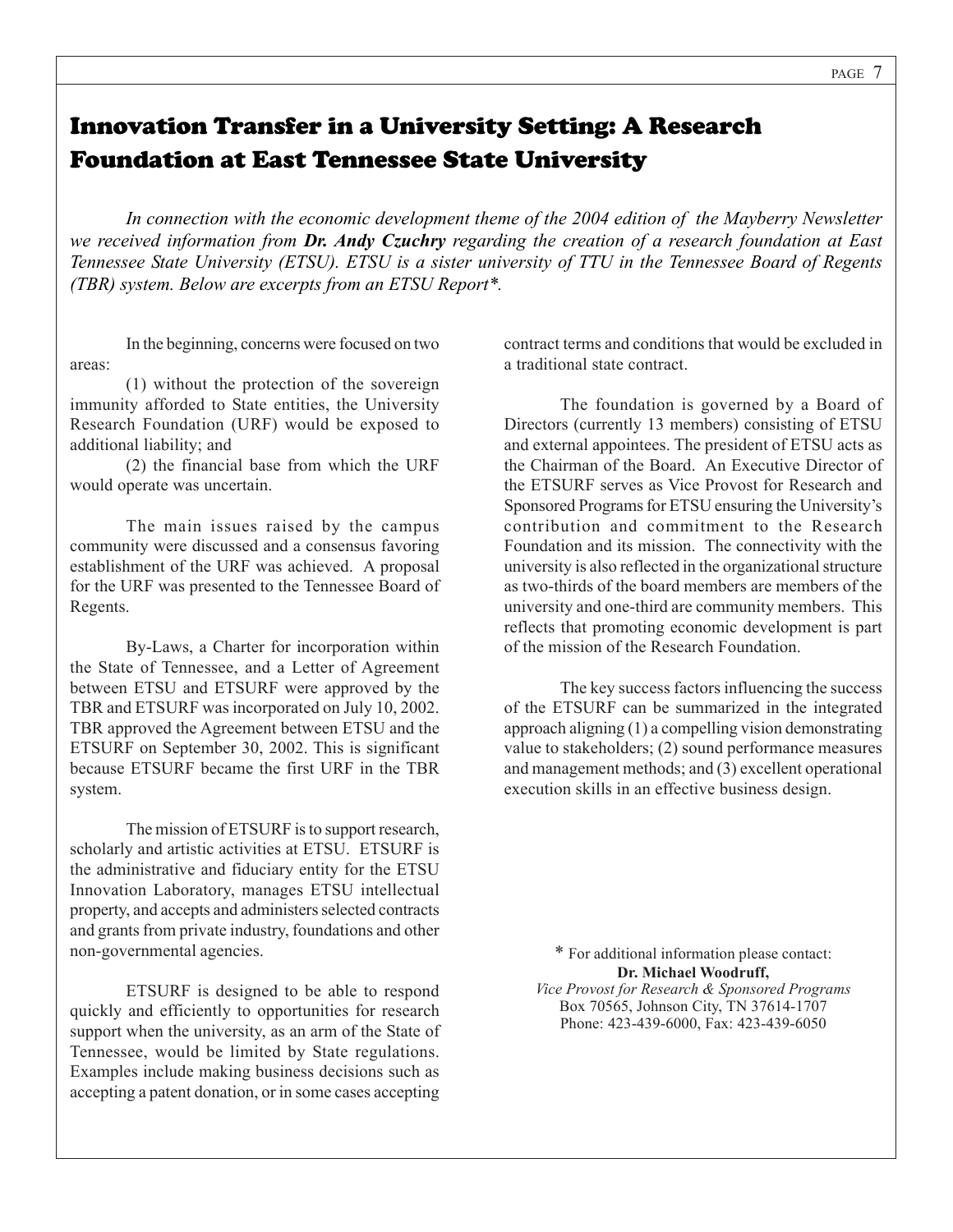# Innovation Transfer in a University Setting: A Research Foundation at East Tennessee State University

*In connection with the economic development theme of the 2004 edition of the Mayberry Newsletter we received information from **Dr. Andy Czuchry** regarding the creation of a research foundation at East Tennessee State University (ETSU). ETSU is a sister university of TTU in the Tennessee Board of Regents (TBR) system. Below are excerpts from an ETSU Report*.*

In the beginning, concerns were focused on two areas:

(1) without the protection of the sovereign immunity afforded to State entities, the University Research Foundation (URF) would be exposed to additional liability; and

(2) the financial base from which the URF would operate was uncertain.

The main issues raised by the campus community were discussed and a consensus favoring establishment of the URF was achieved. A proposal for the URF was presented to the Tennessee Board of Regents.

By-Laws, a Charter for incorporation within the State of Tennessee, and a Letter of Agreement between ETSU and ETSURF were approved by the TBR and ETSURF was incorporated on July 10, 2002. TBR approved the Agreement between ETSU and the ETSURF on September 30, 2002. This is significant because ETSURF became the first URF in the TBR system.

The mission of ETSURF is to support research, scholarly and artistic activities at ETSU. ETSURF is the administrative and fiduciary entity for the ETSU Innovation Laboratory, manages ETSU intellectual property, and accepts and administers selected contracts and grants from private industry, foundations and other non-governmental agencies.

ETSURF is designed to be able to respond quickly and efficiently to opportunities for research support when the university, as an arm of the State of Tennessee, would be limited by State regulations. Examples include making business decisions such as accepting a patent donation, or in some cases accepting contract terms and conditions that would be excluded in a traditional state contract.

The foundation is governed by a Board of Directors (currently 13 members) consisting of ETSU and external appointees. The president of ETSU acts as the Chairman of the Board. An Executive Director of the ETSURF serves as Vice Provost for Research and Sponsored Programs for ETSU ensuring the University's contribution and commitment to the Research Foundation and its mission. The connectivity with the university is also reflected in the organizational structure as two-thirds of the board members are members of the university and one-third are community members. This reflects that promoting economic development is part of the mission of the Research Foundation.

The key success factors influencing the success of the ETSURF can be summarized in the integrated approach aligning (1) a compelling vision demonstrating value to stakeholders; (2) sound performance measures and management methods; and (3) excellent operational execution skills in an effective business design.

\* For additional information please contact:
**Dr. Michael Woodruff,**
*Vice Provost for Research & Sponsored Programs*
Box 70565, Johnson City, TN 37614-1707
Phone: 423-439-6000, Fax: 423-439-6050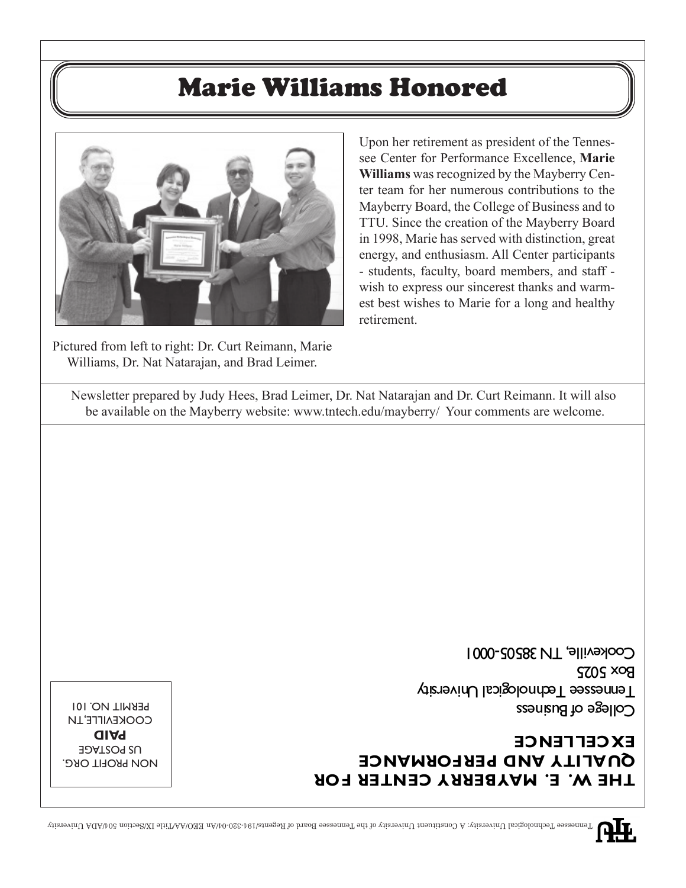# Marie Williams Honored

Upon her retirement as president of the Tennessee Center for Performance Excellence, **Marie Williams** was recognized by the Mayberry Center team for her numerous contributions to the Mayberry Board, the College of Business and to TTU. Since the creation of the Mayberry Board in 1998, Marie has served with distinction, great energy, and enthusiasm. All Center participants - students, faculty, board members, and staff - wish to express our sincerest thanks and warmest best wishes to Marie for a long and healthy retirement.

Pictured from left to right: Dr. Curt Reimann, Marie Williams, Dr. Nat Natarajan, and Brad Leimer.

Newsletter prepared by Judy Hees, Brad Leimer, Dr. Nat Natarajan and Dr. Curt Reimann. It will also be available on the Mayberry website: www.tntech.edu/mayberry/ Your comments are welcome.

**THE W. E. MAYBERRY CENTER FOR QUALITY AND PERFORMANCE EXCELLENCE**

College of Business
Tennessee Technological University
Box 5025
Cookeville, TN 38505-0001

NON PROFIT ORG.
US POSTAGE
**PAID**
COOKEVILLE,TN
PERMIT NO. 101

Tennessee Technological University: A Constituent University of the Tennessee Board of Regents/194-320-04/An EEO/AA/Title IX/Section 504/ADA University